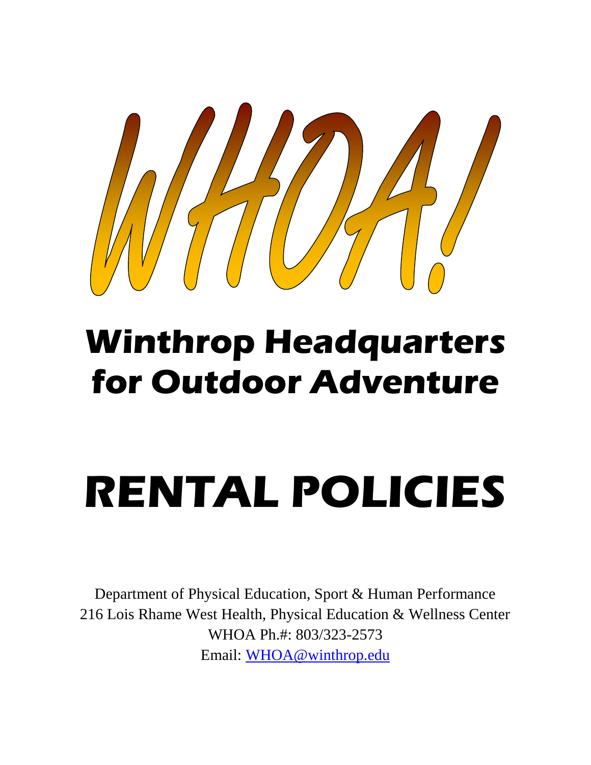# WHOA!

## Winthrop Headquarters for Outdoor Adventure

# RENTAL POLICIES

Department of Physical Education, Sport & Human Performance
216 Lois Rhame West Health, Physical Education & Wellness Center
WHOA Ph.#: 803/323-2573
Email: WHOA@winthrop.edu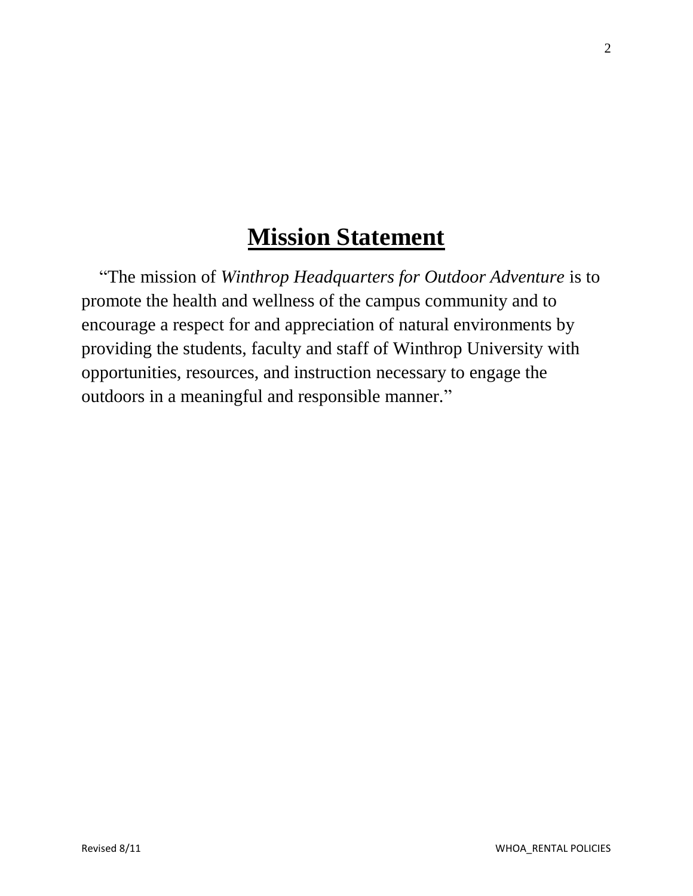# **Mission Statement**

"The mission of *Winthrop Headquarters for Outdoor Adventure* is to promote the health and wellness of the campus community and to encourage a respect for and appreciation of natural environments by providing the students, faculty and staff of Winthrop University with opportunities, resources, and instruction necessary to engage the outdoors in a meaningful and responsible manner."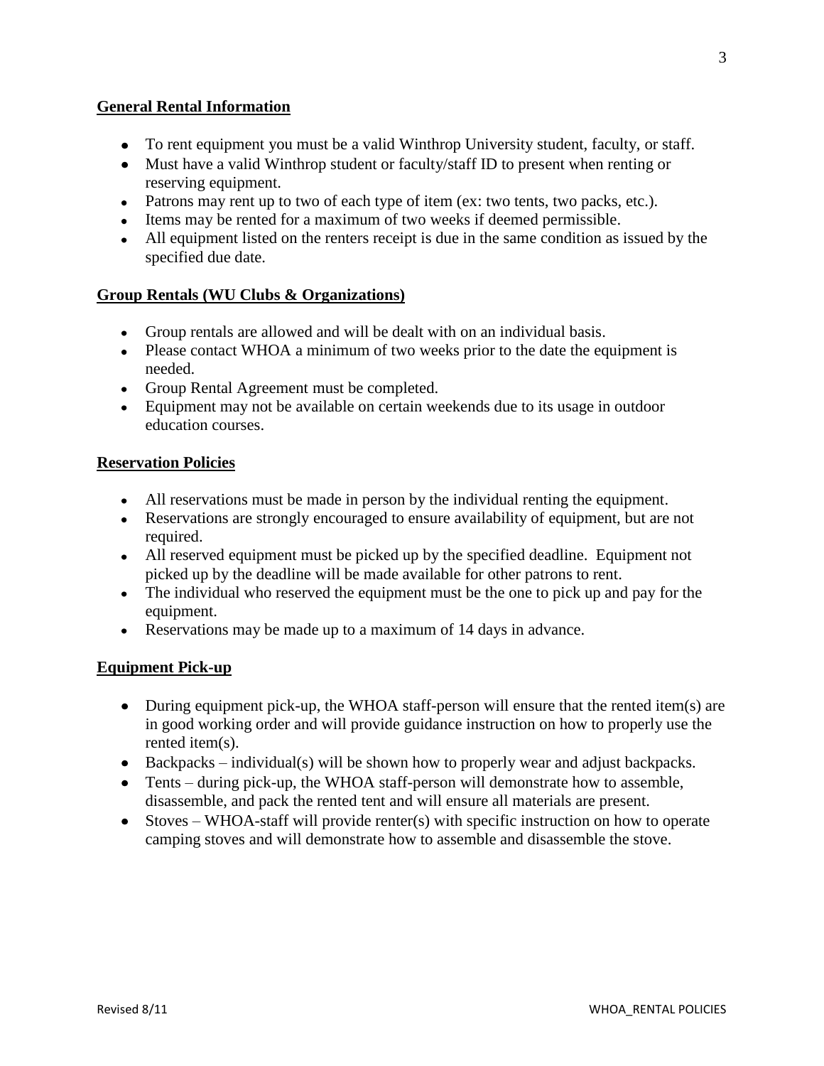## General Rental Information

- To rent equipment you must be a valid Winthrop University student, faculty, or staff.
- Must have a valid Winthrop student or faculty/staff ID to present when renting or reserving equipment.
- Patrons may rent up to two of each type of item (ex: two tents, two packs, etc.).
- Items may be rented for a maximum of two weeks if deemed permissible.
- All equipment listed on the renters receipt is due in the same condition as issued by the specified due date.

## Group Rentals (WU Clubs & Organizations)

- Group rentals are allowed and will be dealt with on an individual basis.
- Please contact WHOA a minimum of two weeks prior to the date the equipment is needed.
- Group Rental Agreement must be completed.
- Equipment may not be available on certain weekends due to its usage in outdoor education courses.

## Reservation Policies

- All reservations must be made in person by the individual renting the equipment.
- Reservations are strongly encouraged to ensure availability of equipment, but are not required.
- All reserved equipment must be picked up by the specified deadline. Equipment not picked up by the deadline will be made available for other patrons to rent.
- The individual who reserved the equipment must be the one to pick up and pay for the equipment.
- Reservations may be made up to a maximum of 14 days in advance.

## Equipment Pick-up

- During equipment pick-up, the WHOA staff-person will ensure that the rented item(s) are in good working order and will provide guidance instruction on how to properly use the rented item(s).
- Backpacks – individual(s) will be shown how to properly wear and adjust backpacks.
- Tents – during pick-up, the WHOA staff-person will demonstrate how to assemble, disassemble, and pack the rented tent and will ensure all materials are present.
- Stoves – WHOA-staff will provide renter(s) with specific instruction on how to operate camping stoves and will demonstrate how to assemble and disassemble the stove.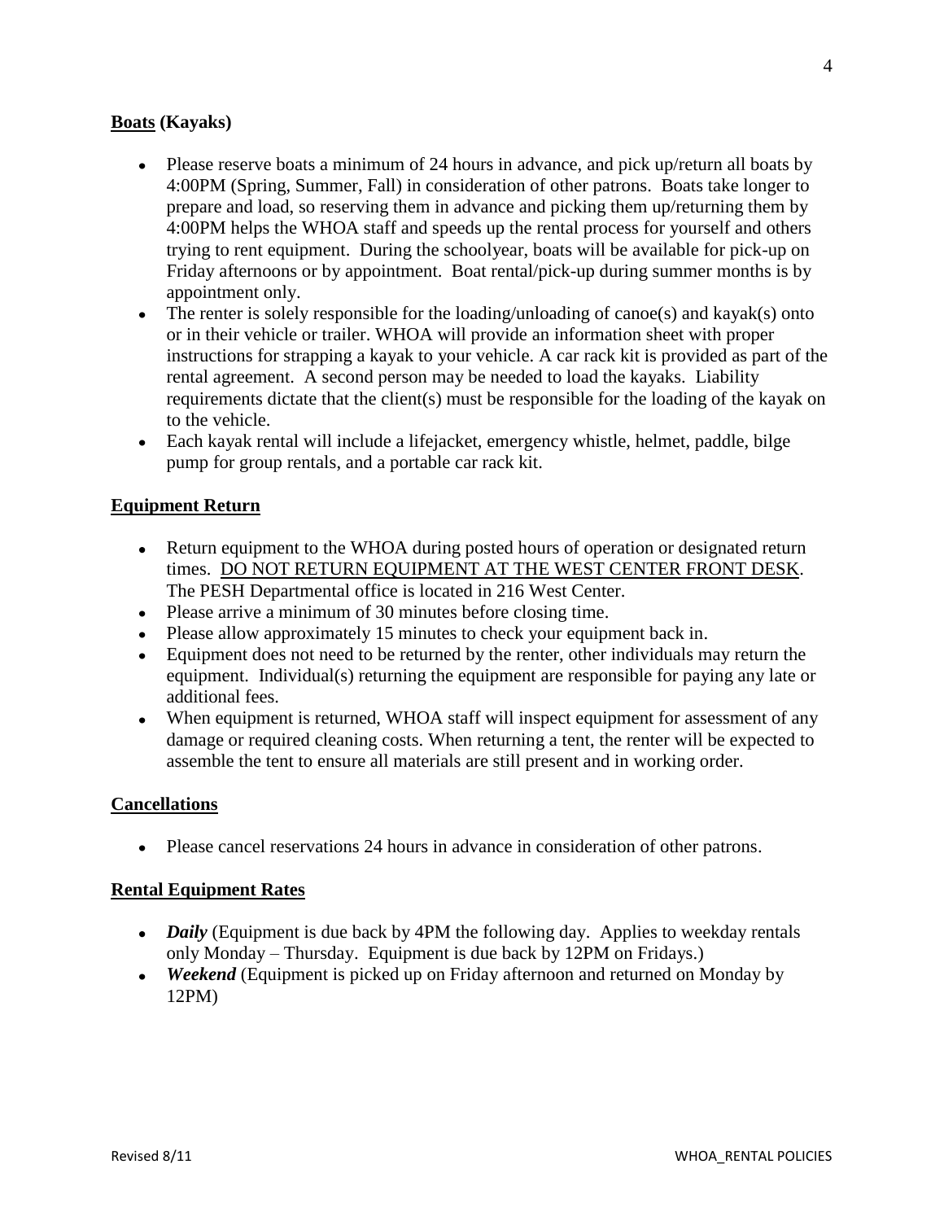**<u>Boats</u> (Kayaks)**

- Please reserve boats a minimum of 24 hours in advance, and pick up/return all boats by 4:00PM (Spring, Summer, Fall) in consideration of other patrons. Boats take longer to prepare and load, so reserving them in advance and picking them up/returning them by 4:00PM helps the WHOA staff and speeds up the rental process for yourself and others trying to rent equipment. During the schoolyear, boats will be available for pick-up on Friday afternoons or by appointment. Boat rental/pick-up during summer months is by appointment only.
- The renter is solely responsible for the loading/unloading of canoe(s) and kayak(s) onto or in their vehicle or trailer. WHOA will provide an information sheet with proper instructions for strapping a kayak to your vehicle. A car rack kit is provided as part of the rental agreement. A second person may be needed to load the kayaks. Liability requirements dictate that the client(s) must be responsible for the loading of the kayak on to the vehicle.
- Each kayak rental will include a lifejacket, emergency whistle, helmet, paddle, bilge pump for group rentals, and a portable car rack kit.

**<u>Equipment Return</u>**

- Return equipment to the WHOA during posted hours of operation or designated return times. <u>DO NOT RETURN EQUIPMENT AT THE WEST CENTER FRONT DESK</u>. The PESH Departmental office is located in 216 West Center.
- Please arrive a minimum of 30 minutes before closing time.
- Please allow approximately 15 minutes to check your equipment back in.
- Equipment does not need to be returned by the renter, other individuals may return the equipment. Individual(s) returning the equipment are responsible for paying any late or additional fees.
- When equipment is returned, WHOA staff will inspect equipment for assessment of any damage or required cleaning costs. When returning a tent, the renter will be expected to assemble the tent to ensure all materials are still present and in working order.

**<u>Cancellations</u>**

- Please cancel reservations 24 hours in advance in consideration of other patrons.

**<u>Rental Equipment Rates</u>**

- ***Daily*** (Equipment is due back by 4PM the following day. Applies to weekday rentals only Monday – Thursday. Equipment is due back by 12PM on Fridays.)
- ***Weekend*** (Equipment is picked up on Friday afternoon and returned on Monday by 12PM)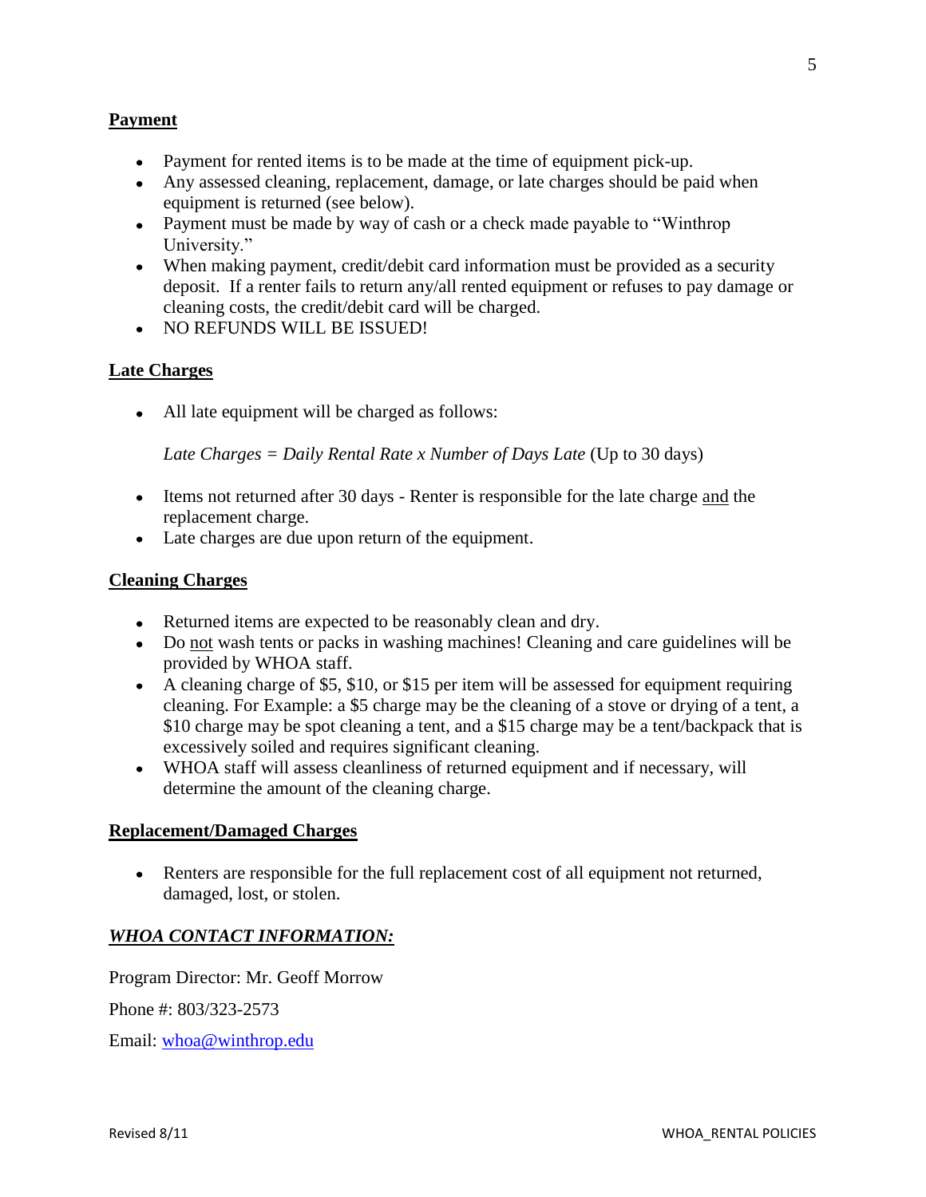## Payment

- Payment for rented items is to be made at the time of equipment pick-up.
- Any assessed cleaning, replacement, damage, or late charges should be paid when equipment is returned (see below).
- Payment must be made by way of cash or a check made payable to "Winthrop University."
- When making payment, credit/debit card information must be provided as a security deposit. If a renter fails to return any/all rented equipment or refuses to pay damage or cleaning costs, the credit/debit card will be charged.
- NO REFUNDS WILL BE ISSUED!

## Late Charges

- All late equipment will be charged as follows:

  *Late Charges = Daily Rental Rate x Number of Days Late* (Up to 30 days)

- Items not returned after 30 days - Renter is responsible for the late charge and the replacement charge.
- Late charges are due upon return of the equipment.

## Cleaning Charges

- Returned items are expected to be reasonably clean and dry.
- Do not wash tents or packs in washing machines! Cleaning and care guidelines will be provided by WHOA staff.
- A cleaning charge of $5, $10, or $15 per item will be assessed for equipment requiring cleaning. For Example: a $5 charge may be the cleaning of a stove or drying of a tent, a $10 charge may be spot cleaning a tent, and a $15 charge may be a tent/backpack that is excessively soiled and requires significant cleaning.
- WHOA staff will assess cleanliness of returned equipment and if necessary, will determine the amount of the cleaning charge.

## Replacement/Damaged Charges

- Renters are responsible for the full replacement cost of all equipment not returned, damaged, lost, or stolen.

## *WHOA CONTACT INFORMATION:*

Program Director: Mr. Geoff Morrow

Phone #: 803/323-2573

Email: whoa@winthrop.edu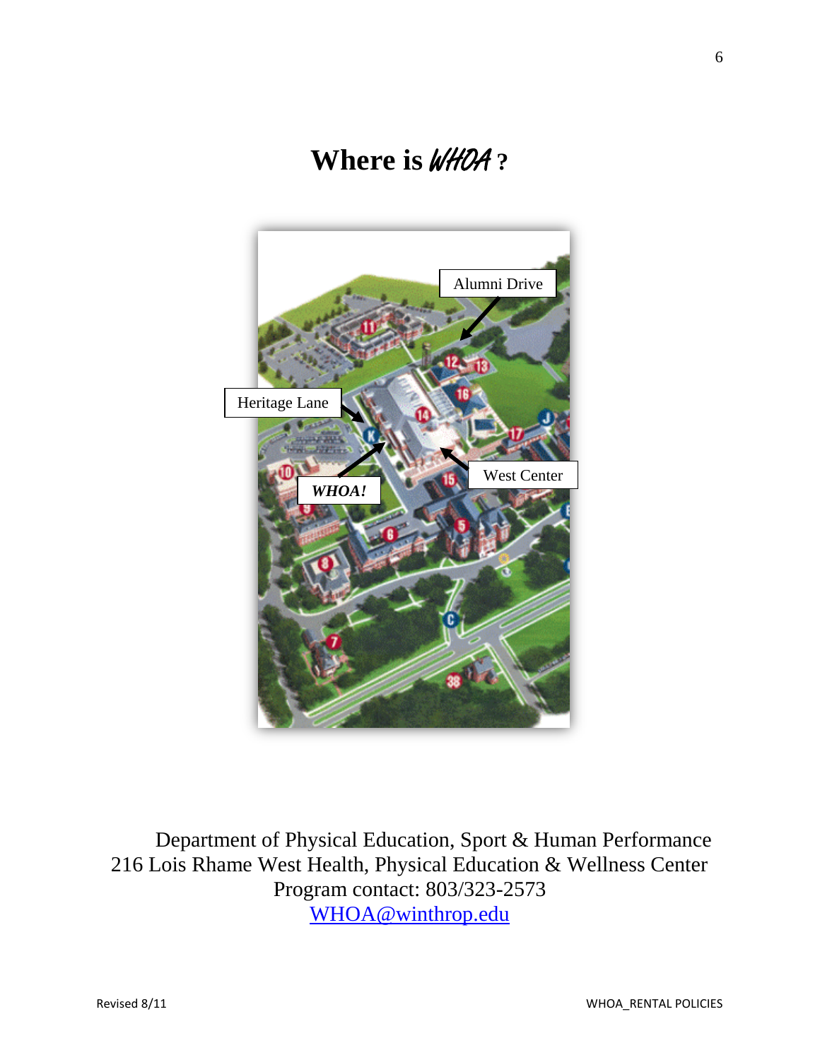# Where is *WHOA* ?

Alumni Drive

Heritage Lane

*WHOA!*

West Center

Department of Physical Education, Sport & Human Performance
216 Lois Rhame West Health, Physical Education & Wellness Center
Program contact: 803/323-2573
WHOA@winthrop.edu